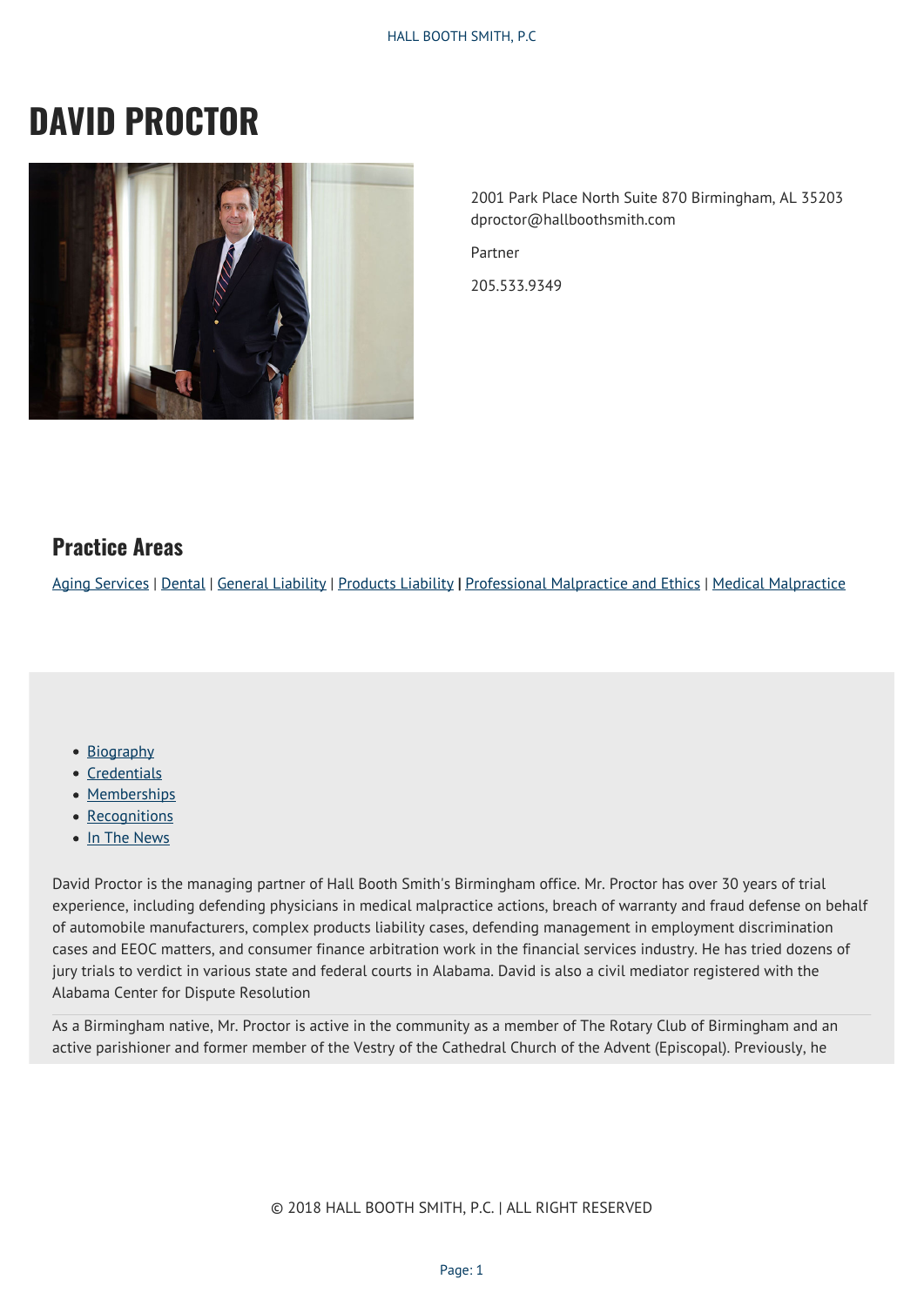# DAVID PROCTOR

2001 Park Place North Suite 870 Birmingham, AL 35203
dproctor@hallboothsmith.com

Partner

205.533.9349

## Practice Areas

Aging Services | Dental | General Liability | Products Liability | Professional Malpractice and Ethics | Medical Malpractice

- Biography
- Credentials
- Memberships
- Recognitions
- In The News

David Proctor is the managing partner of Hall Booth Smith's Birmingham office. Mr. Proctor has over 30 years of trial experience, including defending physicians in medical malpractice actions, breach of warranty and fraud defense on behalf of automobile manufacturers, complex products liability cases, defending management in employment discrimination cases and EEOC matters, and consumer finance arbitration work in the financial services industry. He has tried dozens of jury trials to verdict in various state and federal courts in Alabama. David is also a civil mediator registered with the Alabama Center for Dispute Resolution

As a Birmingham native, Mr. Proctor is active in the community as a member of The Rotary Club of Birmingham and an active parishioner and former member of the Vestry of the Cathedral Church of the Advent (Episcopal). Previously, he

© 2018 HALL BOOTH SMITH, P.C. | ALL RIGHT RESERVED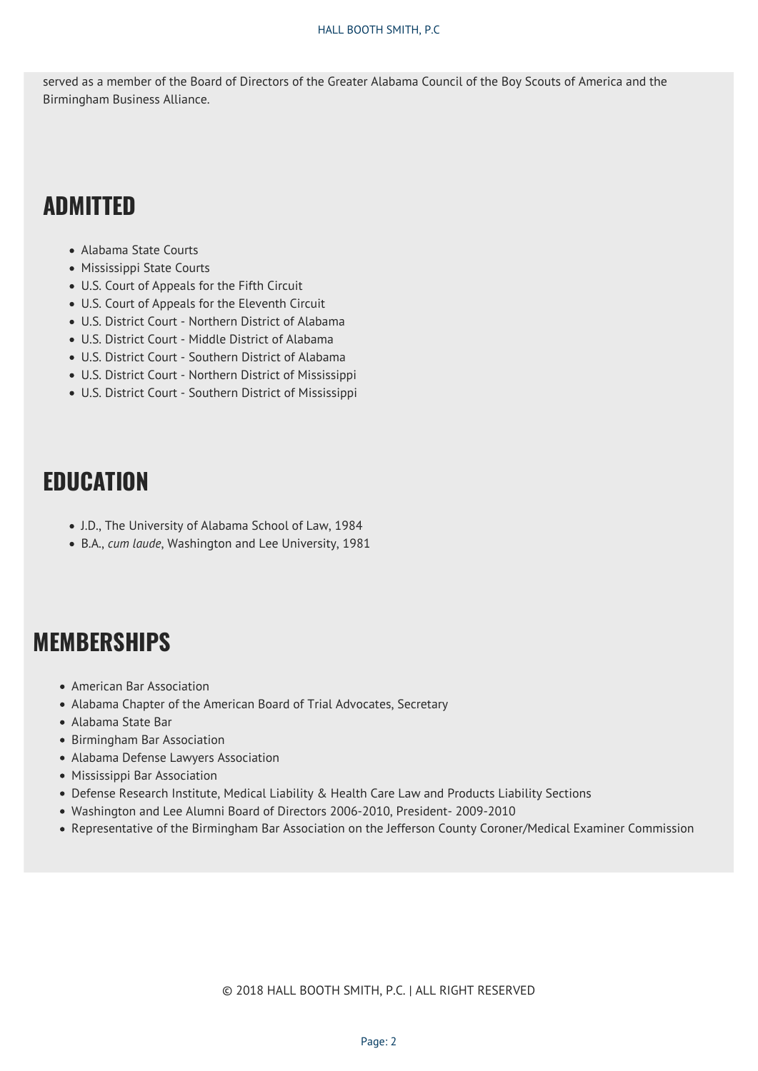served as a member of the Board of Directors of the Greater Alabama Council of the Boy Scouts of America and the Birmingham Business Alliance.

## ADMITTED

- Alabama State Courts
- Mississippi State Courts
- U.S. Court of Appeals for the Fifth Circuit
- U.S. Court of Appeals for the Eleventh Circuit
- U.S. District Court - Northern District of Alabama
- U.S. District Court - Middle District of Alabama
- U.S. District Court - Southern District of Alabama
- U.S. District Court - Northern District of Mississippi
- U.S. District Court - Southern District of Mississippi

## EDUCATION

- J.D., The University of Alabama School of Law, 1984
- B.A., *cum laude*, Washington and Lee University, 1981

## MEMBERSHIPS

- American Bar Association
- Alabama Chapter of the American Board of Trial Advocates, Secretary
- Alabama State Bar
- Birmingham Bar Association
- Alabama Defense Lawyers Association
- Mississippi Bar Association
- Defense Research Institute, Medical Liability & Health Care Law and Products Liability Sections
- Washington and Lee Alumni Board of Directors 2006-2010, President- 2009-2010
- Representative of the Birmingham Bar Association on the Jefferson County Coroner/Medical Examiner Commission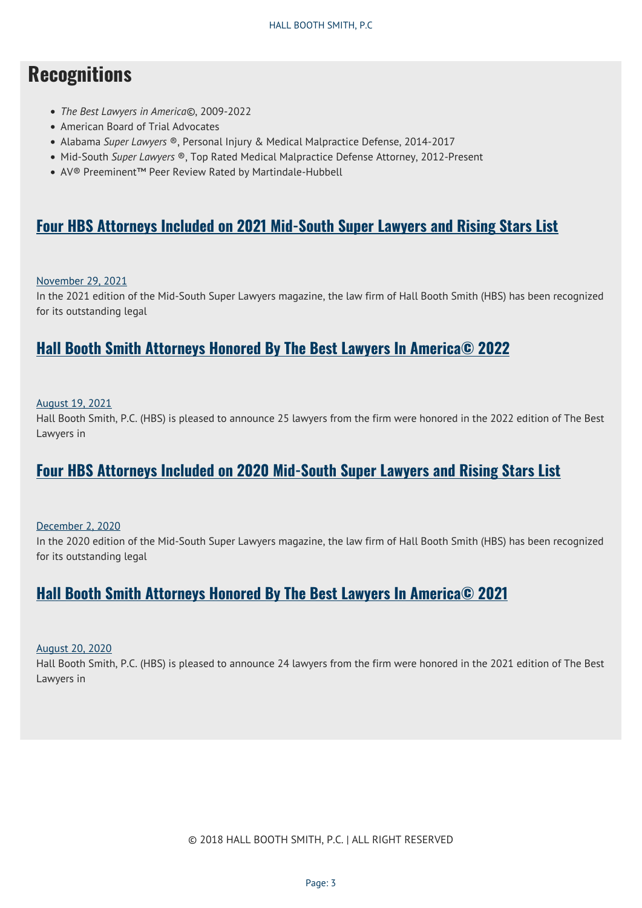## Recognitions

- *The Best Lawyers in America*©, 2009-2022
- American Board of Trial Advocates
- Alabama *Super Lawyers* ®, Personal Injury & Medical Malpractice Defense, 2014-2017
- Mid-South *Super Lawyers* ®, Top Rated Medical Malpractice Defense Attorney, 2012-Present
- AV® Preeminent™ Peer Review Rated by Martindale-Hubbell

### Four HBS Attorneys Included on 2021 Mid-South Super Lawyers and Rising Stars List

November 29, 2021

In the 2021 edition of the Mid-South Super Lawyers magazine, the law firm of Hall Booth Smith (HBS) has been recognized for its outstanding legal

### Hall Booth Smith Attorneys Honored By The Best Lawyers In America© 2022

August 19, 2021

Hall Booth Smith, P.C. (HBS) is pleased to announce 25 lawyers from the firm were honored in the 2022 edition of The Best Lawyers in

### Four HBS Attorneys Included on 2020 Mid-South Super Lawyers and Rising Stars List

December 2, 2020

In the 2020 edition of the Mid-South Super Lawyers magazine, the law firm of Hall Booth Smith (HBS) has been recognized for its outstanding legal

### Hall Booth Smith Attorneys Honored By The Best Lawyers In America© 2021

August 20, 2020

Hall Booth Smith, P.C. (HBS) is pleased to announce 24 lawyers from the firm were honored in the 2021 edition of The Best Lawyers in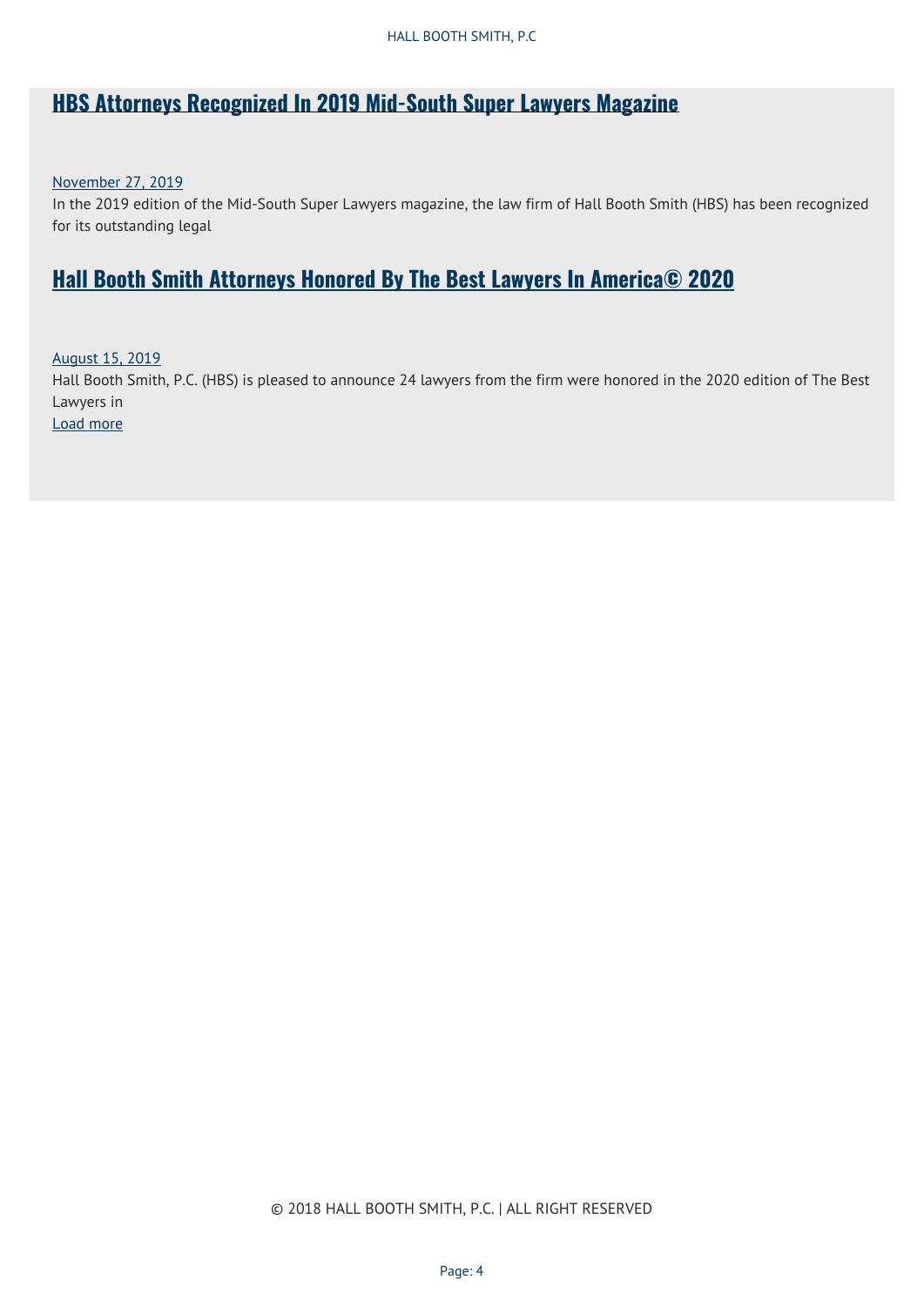## HBS Attorneys Recognized In 2019 Mid-South Super Lawyers Magazine

November 27, 2019

In the 2019 edition of the Mid-South Super Lawyers magazine, the law firm of Hall Booth Smith (HBS) has been recognized for its outstanding legal

## Hall Booth Smith Attorneys Honored By The Best Lawyers In America© 2020

August 15, 2019

Hall Booth Smith, P.C. (HBS) is pleased to announce 24 lawyers from the firm were honored in the 2020 edition of The Best Lawyers in

Load more

© 2018 HALL BOOTH SMITH, P.C. | ALL RIGHT RESERVED